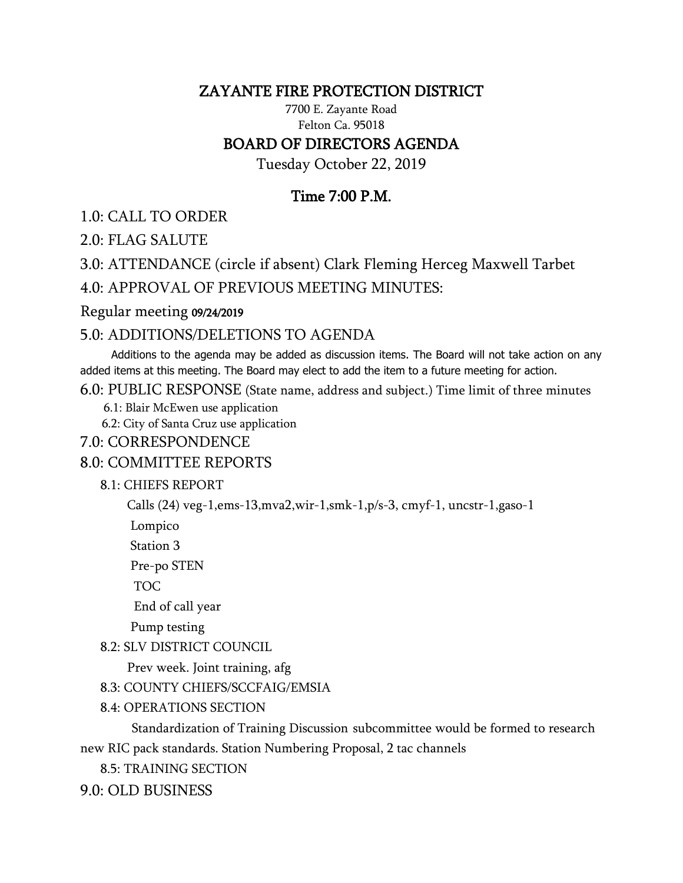# ZAYANTE FIRE PROTECTION DISTRICT

7700 E. Zayante Road
Felton Ca. 95018

## BOARD OF DIRECTORS AGENDA

Tuesday October 22, 2019

### Time 7:00 P.M.

1.0: CALL TO ORDER

2.0: FLAG SALUTE

3.0: ATTENDANCE (circle if absent) Clark Fleming Herceg Maxwell Tarbet

4.0: APPROVAL OF PREVIOUS MEETING MINUTES:

Regular meeting 09/24/2019

5.0: ADDITIONS/DELETIONS TO AGENDA

Additions to the agenda may be added as discussion items. The Board will not take action on any added items at this meeting. The Board may elect to add the item to a future meeting for action.

6.0: PUBLIC RESPONSE (State name, address and subject.) Time limit of three minutes

- 6.1: Blair McEwen use application
- 6.2: City of Santa Cruz use application

7.0: CORRESPONDENCE

8.0: COMMITTEE REPORTS

8.1: CHIEFS REPORT

Calls (24) veg-1,ems-13,mva2,wir-1,smk-1,p/s-3, cmyf-1, uncstr-1,gaso-1

Lompico

Station 3

Pre-po STEN

TOC

End of call year

Pump testing

8.2: SLV DISTRICT COUNCIL

Prev week. Joint training, afg

8.3: COUNTY CHIEFS/SCCFAIG/EMSIA

8.4: OPERATIONS SECTION

Standardization of Training Discussion subcommittee would be formed to research new RIC pack standards. Station Numbering Proposal, 2 tac channels

8.5: TRAINING SECTION

9.0: OLD BUSINESS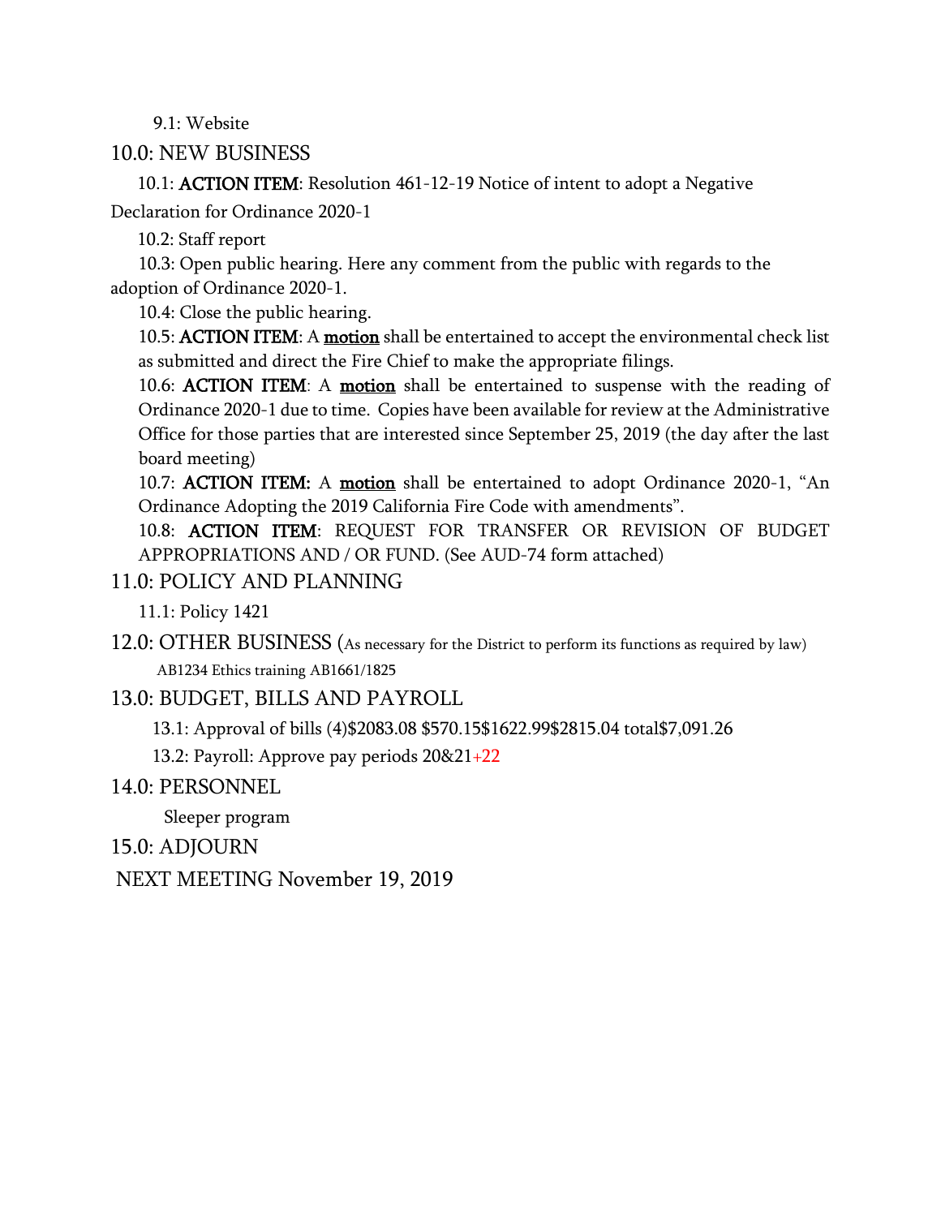9.1: Website

## 10.0: NEW BUSINESS

10.1: **ACTION ITEM**: Resolution 461-12-19 Notice of intent to adopt a Negative Declaration for Ordinance 2020-1

10.2: Staff report

10.3: Open public hearing. Here any comment from the public with regards to the adoption of Ordinance 2020-1.

10.4: Close the public hearing.

10.5: **ACTION ITEM**: A **<u>motion</u>** shall be entertained to accept the environmental check list as submitted and direct the Fire Chief to make the appropriate filings.

10.6: **ACTION ITEM**: A **<u>motion</u>** shall be entertained to suspense with the reading of Ordinance 2020-1 due to time. Copies have been available for review at the Administrative Office for those parties that are interested since September 25, 2019 (the day after the last board meeting)

10.7: **ACTION ITEM:** A **<u>motion</u>** shall be entertained to adopt Ordinance 2020-1, "An Ordinance Adopting the 2019 California Fire Code with amendments".

10.8: **ACTION ITEM**: REQUEST FOR TRANSFER OR REVISION OF BUDGET APPROPRIATIONS AND / OR FUND. (See AUD-74 form attached)

## 11.0: POLICY AND PLANNING

11.1: Policy 1421

## 12.0: OTHER BUSINESS (As necessary for the District to perform its functions as required by law)

AB1234 Ethics training AB1661/1825

## 13.0: BUDGET, BILLS AND PAYROLL

13.1: Approval of bills (4)$2083.08 $570.15$1622.99$2815.04 total$7,091.26

13.2: Payroll: Approve pay periods 20&21+22

## 14.0: PERSONNEL

Sleeper program

## 15.0: ADJOURN

NEXT MEETING November 19, 2019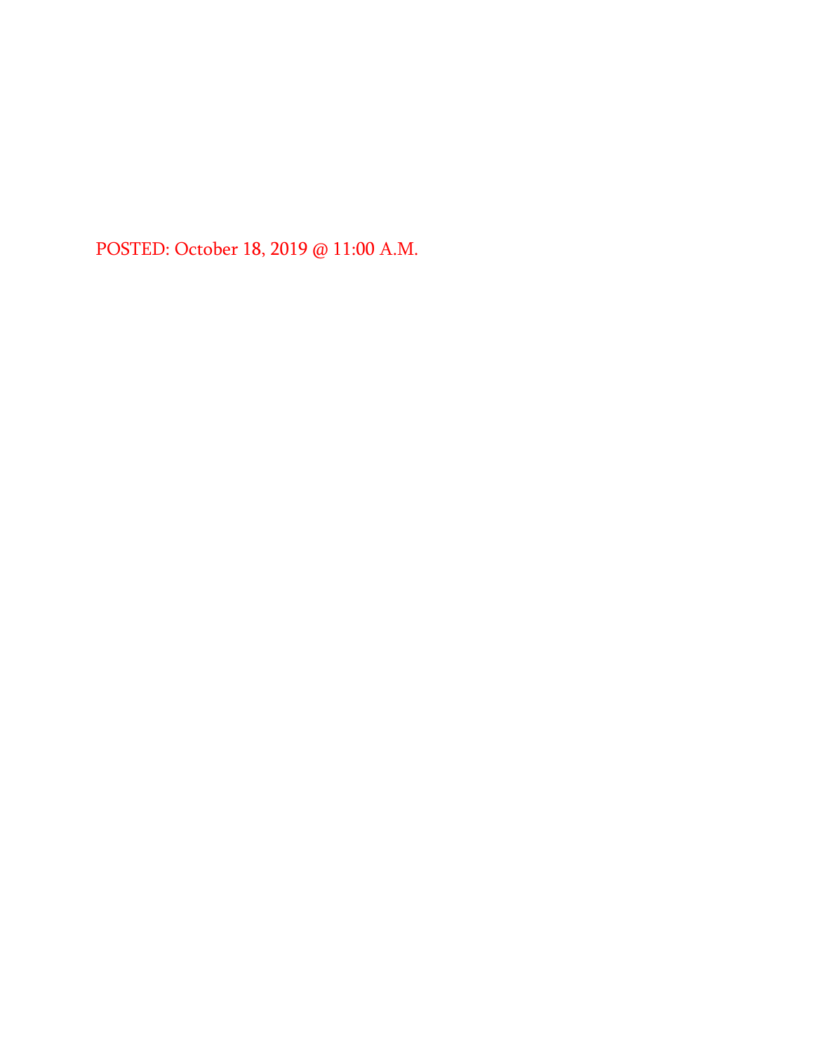POSTED: October 18, 2019 @ 11:00 A.M.